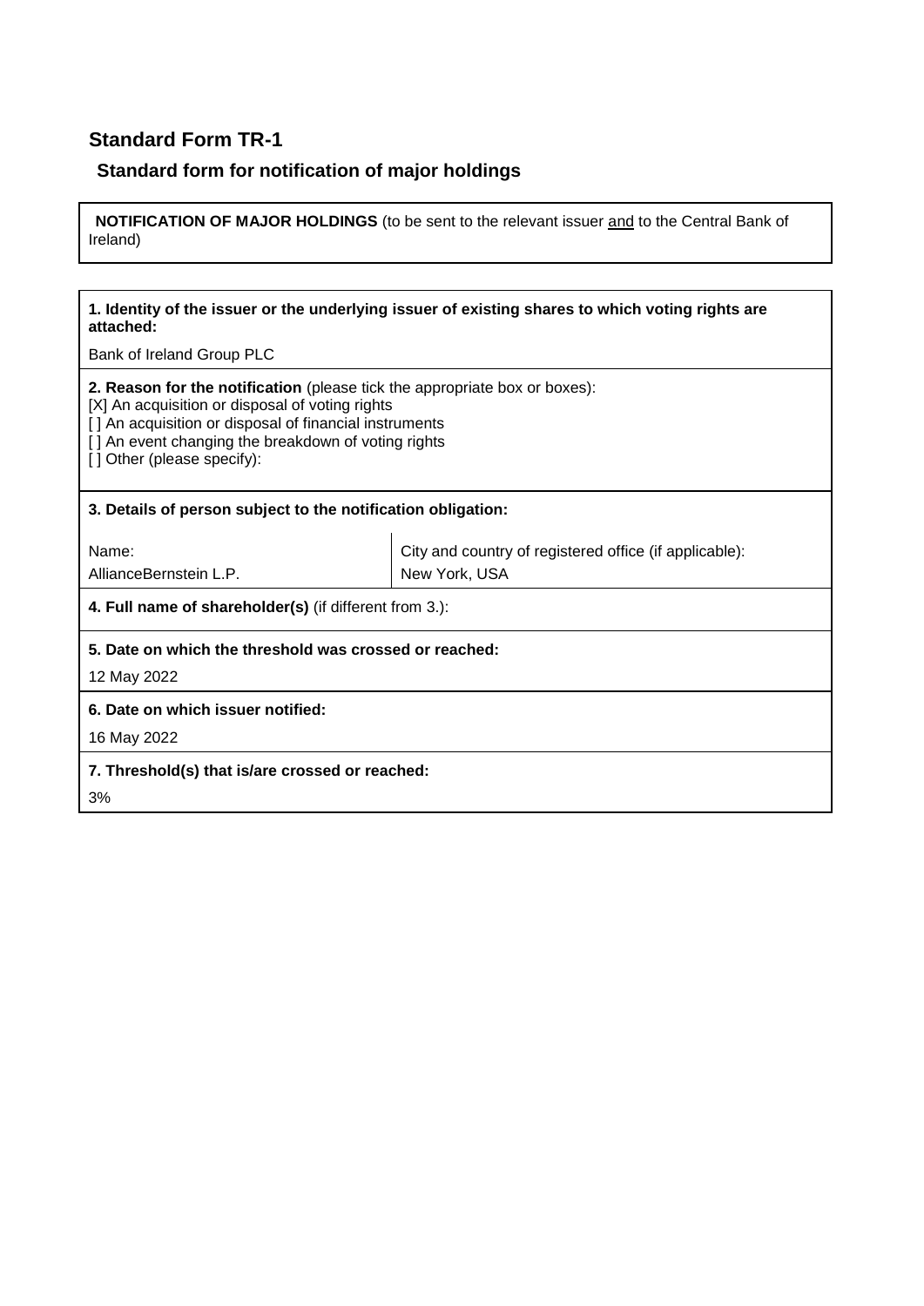## Standard Form TR-1

### Standard form for notification of major holdings

**NOTIFICATION OF MAJOR HOLDINGS** (to be sent to the relevant issuer and to the Central Bank of Ireland)

**1. Identity of the issuer or the underlying issuer of existing shares to which voting rights are attached:**

Bank of Ireland Group PLC

**2. Reason for the notification** (please tick the appropriate box or boxes):

[X] An acquisition or disposal of voting rights
[ ] An acquisition or disposal of financial instruments
[ ] An event changing the breakdown of voting rights
[ ] Other (please specify):

**3. Details of person subject to the notification obligation:**

| Name: | City and country of registered office (if applicable): |
|---|---|
| AllianceBernstein L.P. | New York, USA |

**4. Full name of shareholder(s)** (if different from 3.):

**5. Date on which the threshold was crossed or reached:**

12 May 2022

**6. Date on which issuer notified:**

16 May 2022

**7. Threshold(s) that is/are crossed or reached:**

3%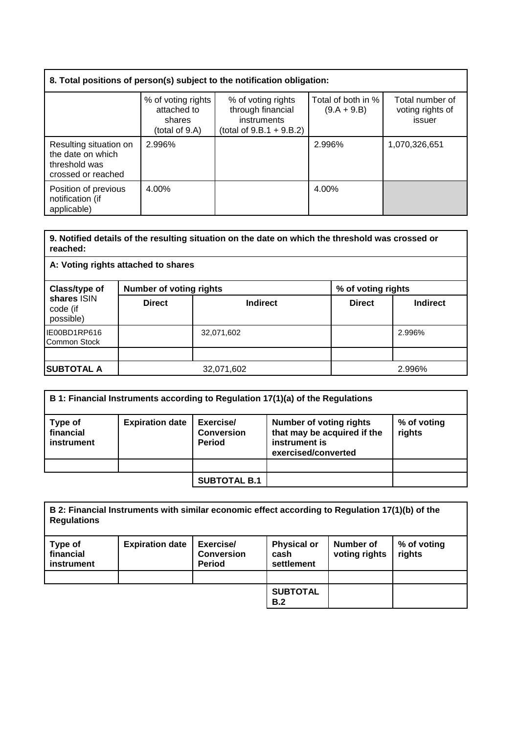**8. Total positions of person(s) subject to the notification obligation:**

| | % of voting rights attached to shares (total of 9.A) | % of voting rights through financial instruments (total of 9.B.1 + 9.B.2) | Total of both in % (9.A + 9.B) | Total number of voting rights of issuer |
|---|---|---|---|---|
| Resulting situation on the date on which threshold was crossed or reached | 2.996% | | 2.996% | 1,070,326,651 |
| Position of previous notification (if applicable) | 4.00% | | 4.00% | |

**9. Notified details of the resulting situation on the date on which the threshold was crossed or reached:**

**A: Voting rights attached to shares**

| **Class/type of shares** ISIN code (if possible) | **Number of voting rights** | | **% of voting rights** | |
|---|---|---|---|---|
| | **Direct** | **Indirect** | **Direct** | **Indirect** |
| IE00BD1RP616 Common Stock | | 32,071,602 | | 2.996% |
| | | | | |
| **SUBTOTAL A** | 32,071,602 | | 2.996% | |

**B 1: Financial Instruments according to Regulation 17(1)(a) of the Regulations**

| **Type of financial instrument** | **Expiration date** | **Exercise/ Conversion Period** | **Number of voting rights that may be acquired if the instrument is exercised/converted** | **% of voting rights** |
|---|---|---|---|---|
| | | | | |
| | | **SUBTOTAL B.1** | | |

**B 2: Financial Instruments with similar economic effect according to Regulation 17(1)(b) of the Regulations**

| **Type of financial instrument** | **Expiration date** | **Exercise/ Conversion Period** | **Physical or cash settlement** | **Number of voting rights** | **% of voting rights** |
|---|---|---|---|---|---|
| | | | | | |
| | | | **SUBTOTAL B.2** | | |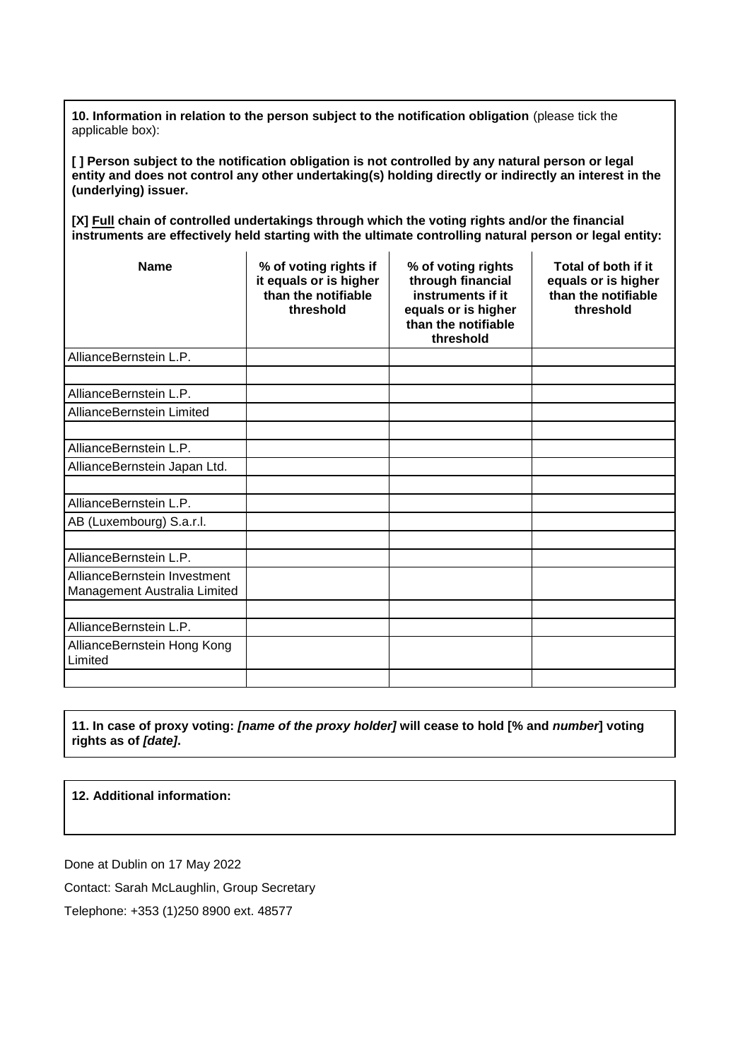**10. Information in relation to the person subject to the notification obligation** (please tick the applicable box):

**[ ] Person subject to the notification obligation is not controlled by any natural person or legal entity and does not control any other undertaking(s) holding directly or indirectly an interest in the (underlying) issuer.**

**[X] <u>Full</u> chain of controlled undertakings through which the voting rights and/or the financial instruments are effectively held starting with the ultimate controlling natural person or legal entity:**

| Name | % of voting rights if it equals or is higher than the notifiable threshold | % of voting rights through financial instruments if it equals or is higher than the notifiable threshold | Total of both if it equals or is higher than the notifiable threshold |
|---|---|---|---|
| AllianceBernstein L.P. | | | |
| | | | |
| AllianceBernstein L.P. | | | |
| AllianceBernstein Limited | | | |
| | | | |
| AllianceBernstein L.P. | | | |
| AllianceBernstein Japan Ltd. | | | |
| | | | |
| AllianceBernstein L.P. | | | |
| AB (Luxembourg) S.a.r.l. | | | |
| | | | |
| AllianceBernstein L.P. | | | |
| AllianceBernstein Investment Management Australia Limited | | | |
| | | | |
| AllianceBernstein L.P. | | | |
| AllianceBernstein Hong Kong Limited | | | |
| | | | |

**11. In case of proxy voting: *[name of the proxy holder]* will cease to hold [% and *number*] voting rights as of *[date]*.**

**12. Additional information:**

Done at Dublin on 17 May 2022

Contact: Sarah McLaughlin, Group Secretary

Telephone: +353 (1)250 8900 ext. 48577